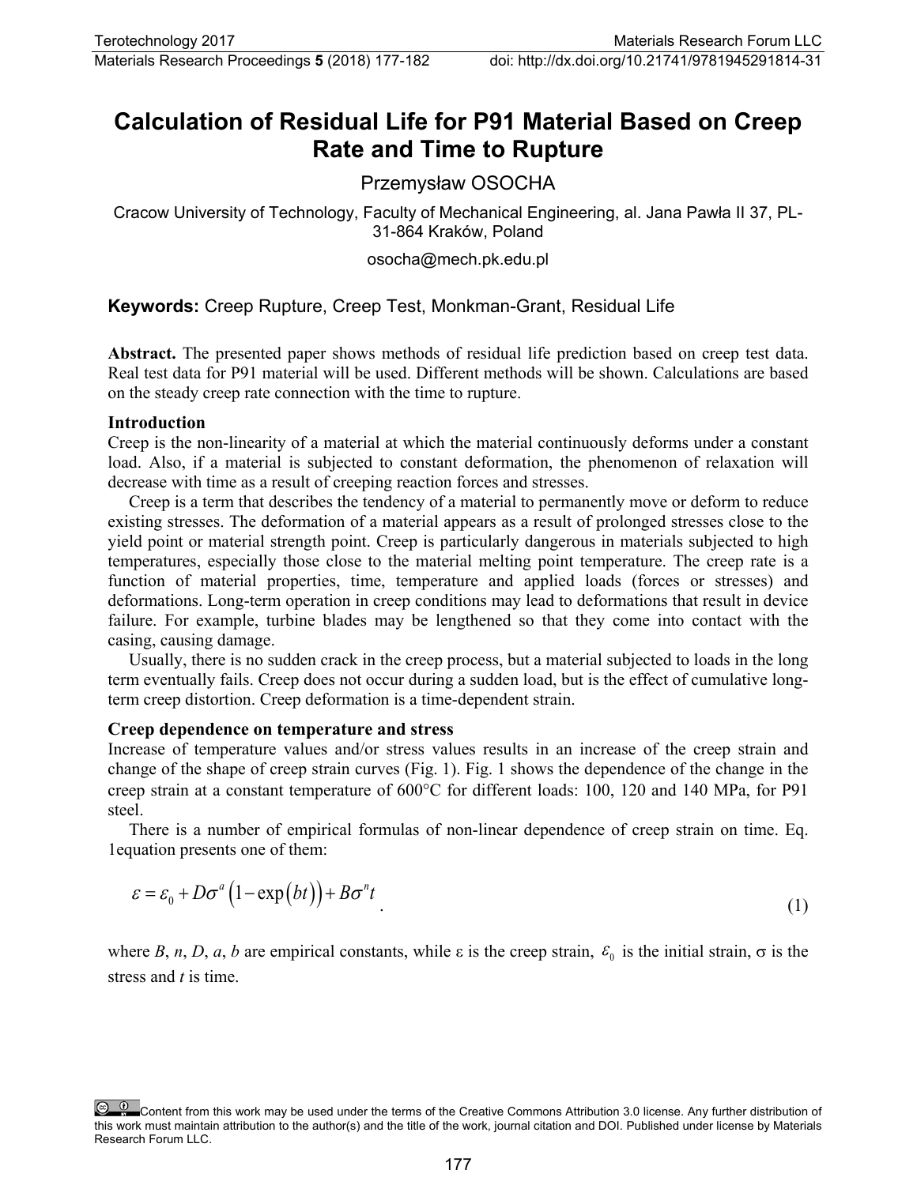# Calculation of Residual Life for P91 Material Based on Creep Rate and Time to Rupture

Przemysław OSOCHA

Cracow University of Technology, Faculty of Mechanical Engineering, al. Jana Pawła II 37, PL-31-864 Kraków, Poland

osocha@mech.pk.edu.pl

**Keywords:** Creep Rupture, Creep Test, Monkman-Grant, Residual Life

**Abstract.** The presented paper shows methods of residual life prediction based on creep test data. Real test data for P91 material will be used. Different methods will be shown. Calculations are based on the steady creep rate connection with the time to rupture.

## Introduction

Creep is the non-linearity of a material at which the material continuously deforms under a constant load. Also, if a material is subjected to constant deformation, the phenomenon of relaxation will decrease with time as a result of creeping reaction forces and stresses.

Creep is a term that describes the tendency of a material to permanently move or deform to reduce existing stresses. The deformation of a material appears as a result of prolonged stresses close to the yield point or material strength point. Creep is particularly dangerous in materials subjected to high temperatures, especially those close to the material melting point temperature. The creep rate is a function of material properties, time, temperature and applied loads (forces or stresses) and deformations. Long-term operation in creep conditions may lead to deformations that result in device failure. For example, turbine blades may be lengthened so that they come into contact with the casing, causing damage.

Usually, there is no sudden crack in the creep process, but a material subjected to loads in the long term eventually fails. Creep does not occur during a sudden load, but is the effect of cumulative long-term creep distortion. Creep deformation is a time-dependent strain.

## Creep dependence on temperature and stress

Increase of temperature values and/or stress values results in an increase of the creep strain and change of the shape of creep strain curves (Fig. 1). Fig. 1 shows the dependence of the change in the creep strain at a constant temperature of 600°C for different loads: 100, 120 and 140 MPa, for P91 steel.

There is a number of empirical formulas of non-linear dependence of creep strain on time. Eq. 1equation presents one of them:

$$\varepsilon = \varepsilon_0 + D\sigma^a\left(1 - \exp\left(bt\right)\right) + B\sigma^n t \quad (1)$$

where $B$, $n$, $D$, $a$, $b$ are empirical constants, while ε is the creep strain, $\varepsilon_0$ is the initial strain, σ is the stress and $t$ is time.

Content from this work may be used under the terms of the Creative Commons Attribution 3.0 license. Any further distribution of this work must maintain attribution to the author(s) and the title of the work, journal citation and DOI. Published under license by Materials Research Forum LLC.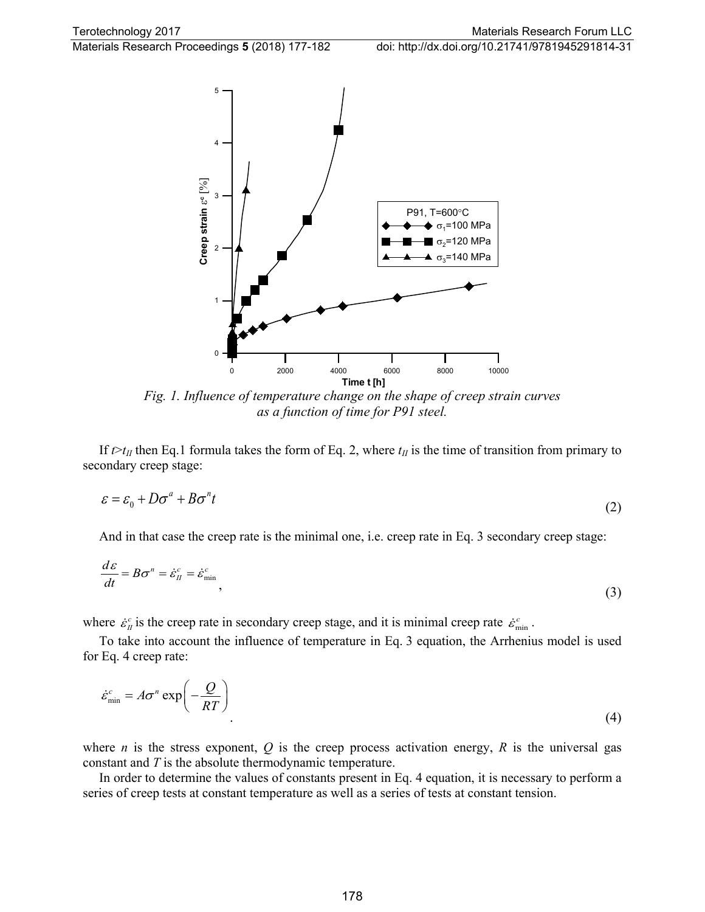5

4

3

2

1

0

0 2000 4000 6000 8000 10000

Creep strain $\varepsilon^c$ [%]

Time t [h]

P91, T=600°C

$\sigma_1$=100 MPa

$\sigma_2$=120 MPa

$\sigma_3$=140 MPa

*Fig. 1. Influence of temperature change on the shape of creep strain curves as a function of time for P91 steel.*

If $t>t_{II}$ then Eq.1 formula takes the form of Eq. 2, where $t_{II}$ is the time of transition from primary to secondary creep stage:

$$\varepsilon = \varepsilon_0 + D\sigma^a + B\sigma^n t \tag{2}$$

And in that case the creep rate is the minimal one, i.e. creep rate in Eq. 3 secondary creep stage:

$$\frac{d\varepsilon}{dt} = B\sigma^n = \dot{\varepsilon}_{II}^c = \dot{\varepsilon}_{\min}^c, \tag{3}$$

where $\dot{\varepsilon}_{II}^c$ is the creep rate in secondary creep stage, and it is minimal creep rate $\dot{\varepsilon}_{\min}^c$.

To take into account the influence of temperature in Eq. 3 equation, the Arrhenius model is used for Eq. 4 creep rate:

$$\dot{\varepsilon}_{\min}^c = A\sigma^n \exp\left(-\frac{Q}{RT}\right). \tag{4}$$

where $n$ is the stress exponent, $Q$ is the creep process activation energy, $R$ is the universal gas constant and $T$ is the absolute thermodynamic temperature.

In order to determine the values of constants present in Eq. 4 equation, it is necessary to perform a series of creep tests at constant temperature as well as a series of tests at constant tension.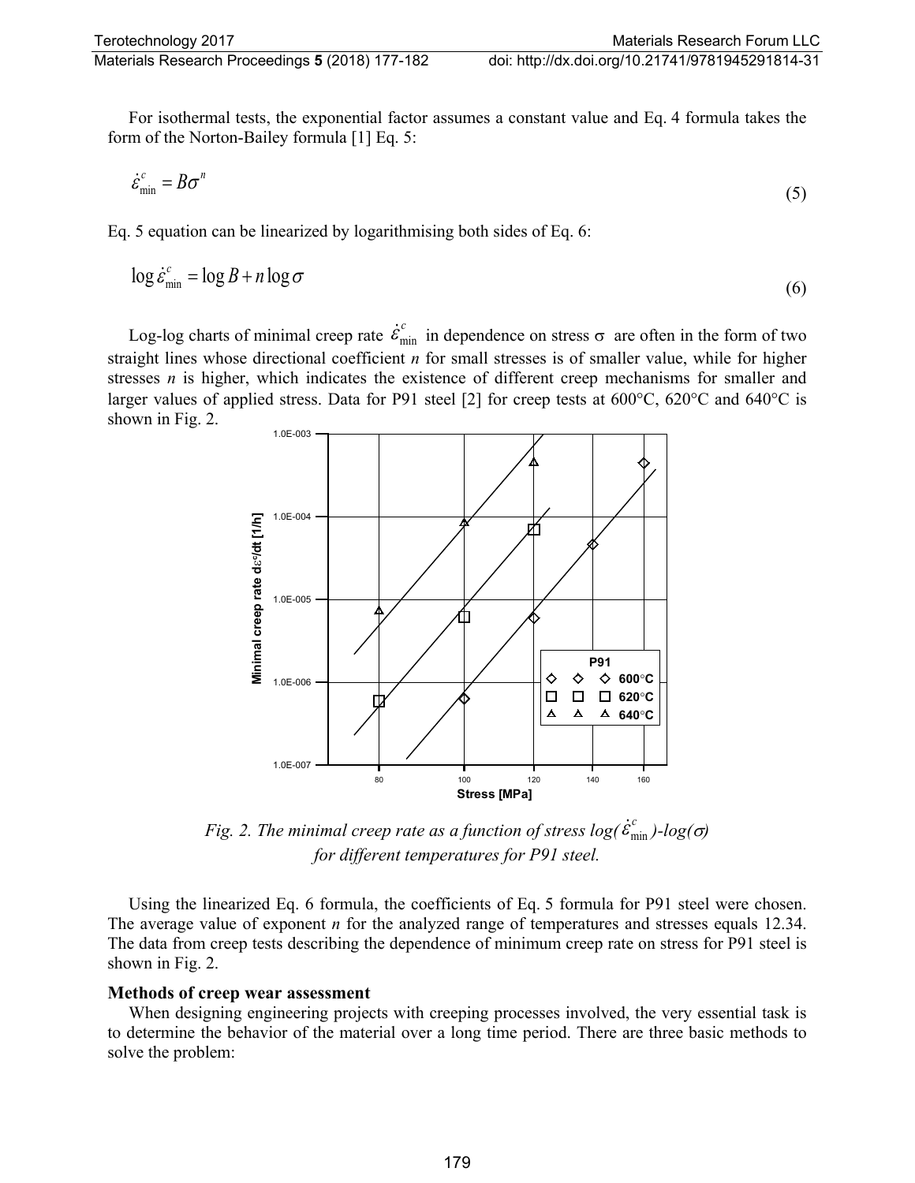For isothermal tests, the exponential factor assumes a constant value and Eq. 4 formula takes the form of the Norton-Bailey formula [1] Eq. 5:

$$\dot{\varepsilon}^{c}_{\min} = B\sigma^{n} \tag{5}$$

Eq. 5 equation can be linearized by logarithmising both sides of Eq. 6:

$$\log \dot{\varepsilon}^{c}_{\min} = \log B + n \log \sigma \tag{6}$$

Log-log charts of minimal creep rate $\dot{\varepsilon}^{c}_{\min}$ in dependence on stress $\sigma$ are often in the form of two straight lines whose directional coefficient $n$ for small stresses is of smaller value, while for higher stresses $n$ is higher, which indicates the existence of different creep mechanisms for smaller and larger values of applied stress. Data for P91 steel [2] for creep tests at 600°C, 620°C and 640°C is shown in Fig. 2.

*Fig. 2. The minimal creep rate as a function of stress log($\dot{\varepsilon}^{c}_{\min}$)-log($\sigma$) for different temperatures for P91 steel.*

Using the linearized Eq. 6 formula, the coefficients of Eq. 5 formula for P91 steel were chosen. The average value of exponent $n$ for the analyzed range of temperatures and stresses equals 12.34. The data from creep tests describing the dependence of minimum creep rate on stress for P91 steel is shown in Fig. 2.

**Methods of creep wear assessment**

When designing engineering projects with creeping processes involved, the very essential task is to determine the behavior of the material over a long time period. There are three basic methods to solve the problem: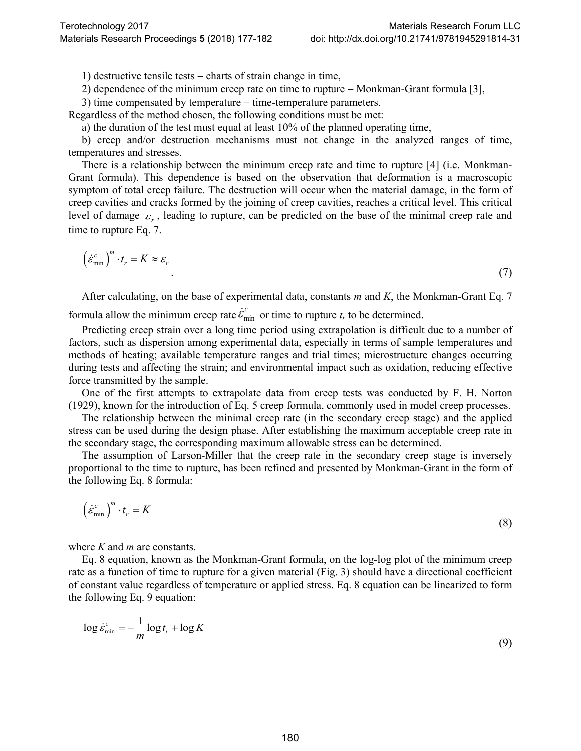1) destructive tensile tests – charts of strain change in time,

2) dependence of the minimum creep rate on time to rupture – Monkman-Grant formula [3],

3) time compensated by temperature – time-temperature parameters.

Regardless of the method chosen, the following conditions must be met:

a) the duration of the test must equal at least 10% of the planned operating time,

b) creep and/or destruction mechanisms must not change in the analyzed ranges of time, temperatures and stresses.

There is a relationship between the minimum creep rate and time to rupture [4] (i.e. Monkman-Grant formula). This dependence is based on the observation that deformation is a macroscopic symptom of total creep failure. The destruction will occur when the material damage, in the form of creep cavities and cracks formed by the joining of creep cavities, reaches a critical level. This critical level of damage $\varepsilon_r$, leading to rupture, can be predicted on the base of the minimal creep rate and time to rupture Eq. 7.

$$\left(\dot{\varepsilon}_{\min}^{c}\right)^{m} \cdot t_r = K \approx \varepsilon_r \tag{7}$$

After calculating, on the base of experimental data, constants *m* and *K*, the Monkman-Grant Eq. 7 formula allow the minimum creep rate $\dot{\varepsilon}_{\min}^{c}$ or time to rupture $t_r$ to be determined.

Predicting creep strain over a long time period using extrapolation is difficult due to a number of factors, such as dispersion among experimental data, especially in terms of sample temperatures and methods of heating; available temperature ranges and trial times; microstructure changes occurring during tests and affecting the strain; and environmental impact such as oxidation, reducing effective force transmitted by the sample.

One of the first attempts to extrapolate data from creep tests was conducted by F. H. Norton (1929), known for the introduction of Eq. 5 creep formula, commonly used in model creep processes.

The relationship between the minimal creep rate (in the secondary creep stage) and the applied stress can be used during the design phase. After establishing the maximum acceptable creep rate in the secondary stage, the corresponding maximum allowable stress can be determined.

The assumption of Larson-Miller that the creep rate in the secondary creep stage is inversely proportional to the time to rupture, has been refined and presented by Monkman-Grant in the form of the following Eq. 8 formula:

$$\left(\dot{\varepsilon}_{\min}^{c}\right)^{m} \cdot t_r = K \tag{8}$$

where *K* and *m* are constants.

Eq. 8 equation, known as the Monkman-Grant formula, on the log-log plot of the minimum creep rate as a function of time to rupture for a given material (Fig. 3) should have a directional coefficient of constant value regardless of temperature or applied stress. Eq. 8 equation can be linearized to form the following Eq. 9 equation:

$$\log \dot{\varepsilon}_{\min}^{c} = -\frac{1}{m}\log t_r + \log K \tag{9}$$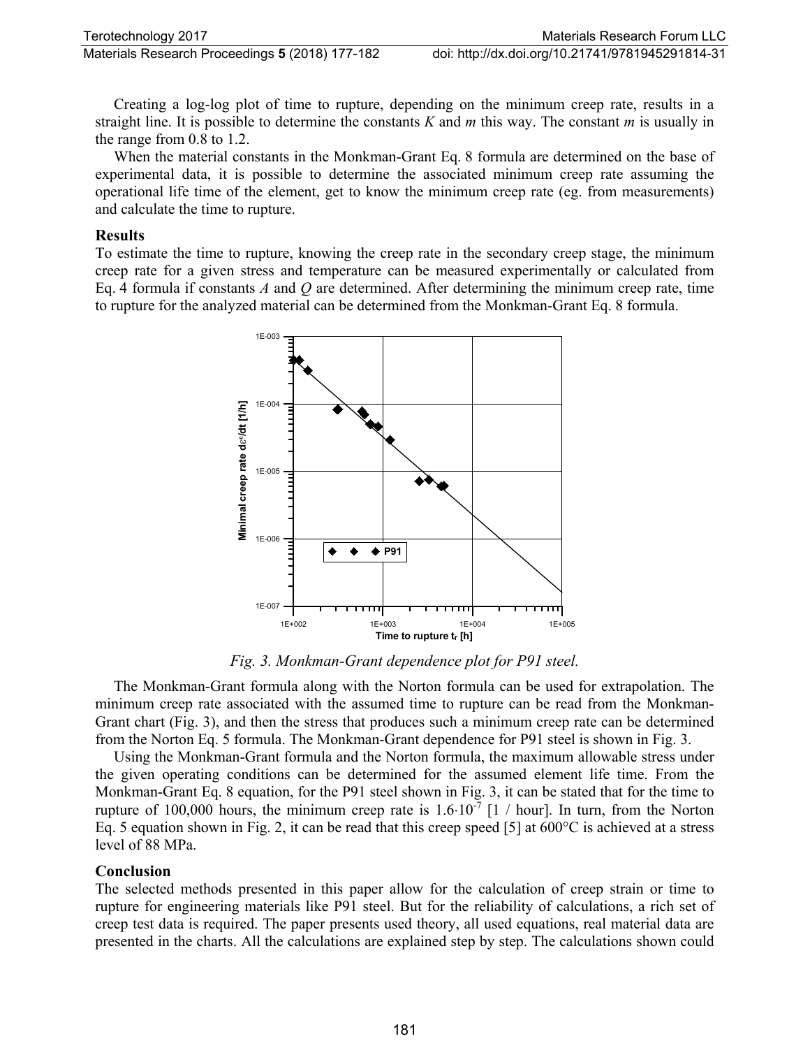Creating a log-log plot of time to rupture, depending on the minimum creep rate, results in a straight line. It is possible to determine the constants $K$ and $m$ this way. The constant $m$ is usually in the range from 0.8 to 1.2.

When the material constants in the Monkman-Grant Eq. 8 formula are determined on the base of experimental data, it is possible to determine the associated minimum creep rate assuming the operational life time of the element, get to know the minimum creep rate (eg. from measurements) and calculate the time to rupture.

## Results

To estimate the time to rupture, knowing the creep rate in the secondary creep stage, the minimum creep rate for a given stress and temperature can be measured experimentally or calculated from Eq. 4 formula if constants $A$ and $Q$ are determined. After determining the minimum creep rate, time to rupture for the analyzed material can be determined from the Monkman-Grant Eq. 8 formula.

1E-003
1E-004
1E-005
1E-006
1E-007
Minimal creep rate $d\varepsilon^{c}/dt$ [1/h]
P91
1E+002
1E+003
1E+004
1E+005
Time to rupture $t_r$ [h]

*Fig. 3. Monkman-Grant dependence plot for P91 steel.*

The Monkman-Grant formula along with the Norton formula can be used for extrapolation. The minimum creep rate associated with the assumed time to rupture can be read from the Monkman-Grant chart (Fig. 3), and then the stress that produces such a minimum creep rate can be determined from the Norton Eq. 5 formula. The Monkman-Grant dependence for P91 steel is shown in Fig. 3.

Using the Monkman-Grant formula and the Norton formula, the maximum allowable stress under the given operating conditions can be determined for the assumed element life time. From the Monkman-Grant Eq. 8 equation, for the P91 steel shown in Fig. 3, it can be stated that for the time to rupture of 100,000 hours, the minimum creep rate is $1.6 \cdot 10^{-7}$ [1 / hour]. In turn, from the Norton Eq. 5 equation shown in Fig. 2, it can be read that this creep speed [5] at 600°C is achieved at a stress level of 88 MPa.

## Conclusion

The selected methods presented in this paper allow for the calculation of creep strain or time to rupture for engineering materials like P91 steel. But for the reliability of calculations, a rich set of creep test data is required. The paper presents used theory, all used equations, real material data are presented in the charts. All the calculations are explained step by step. The calculations shown could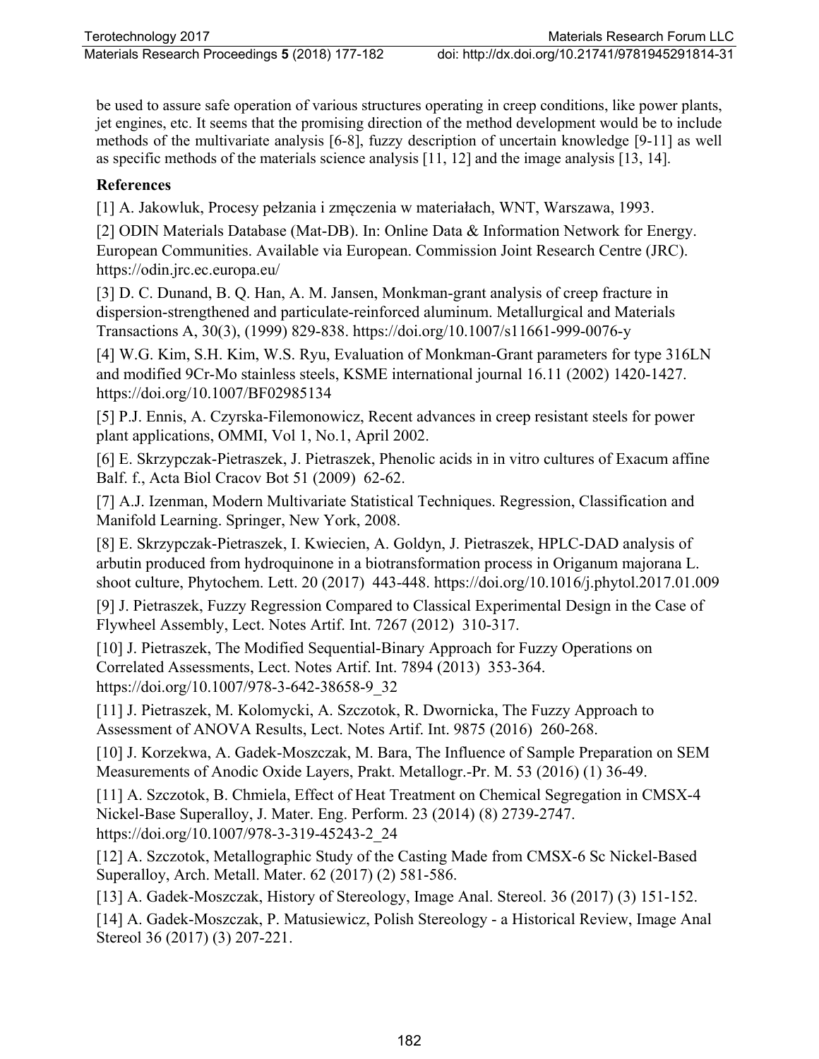be used to assure safe operation of various structures operating in creep conditions, like power plants, jet engines, etc. It seems that the promising direction of the method development would be to include methods of the multivariate analysis [6-8], fuzzy description of uncertain knowledge [9-11] as well as specific methods of the materials science analysis [11, 12] and the image analysis [13, 14].

## References

[1] A. Jakowluk, Procesy pełzania i zmęczenia w materiałach, WNT, Warszawa, 1993.

[2] ODIN Materials Database (Mat-DB). In: Online Data & Information Network for Energy. European Communities. Available via European. Commission Joint Research Centre (JRC). https://odin.jrc.ec.europa.eu/

[3] D. C. Dunand, B. Q. Han, A. M. Jansen, Monkman-grant analysis of creep fracture in dispersion-strengthened and particulate-reinforced aluminum. Metallurgical and Materials Transactions A, 30(3), (1999) 829-838. https://doi.org/10.1007/s11661-999-0076-y

[4] W.G. Kim, S.H. Kim, W.S. Ryu, Evaluation of Monkman-Grant parameters for type 316LN and modified 9Cr-Mo stainless steels, KSME international journal 16.11 (2002) 1420-1427. https://doi.org/10.1007/BF02985134

[5] P.J. Ennis, A. Czyrska-Filemonowicz, Recent advances in creep resistant steels for power plant applications, OMMI, Vol 1, No.1, April 2002.

[6] E. Skrzypczak-Pietraszek, J. Pietraszek, Phenolic acids in in vitro cultures of Exacum affine Balf. f., Acta Biol Cracov Bot 51 (2009) 62-62.

[7] A.J. Izenman, Modern Multivariate Statistical Techniques. Regression, Classification and Manifold Learning. Springer, New York, 2008.

[8] E. Skrzypczak-Pietraszek, I. Kwiecien, A. Goldyn, J. Pietraszek, HPLC-DAD analysis of arbutin produced from hydroquinone in a biotransformation process in Origanum majorana L. shoot culture, Phytochem. Lett. 20 (2017) 443-448. https://doi.org/10.1016/j.phytol.2017.01.009

[9] J. Pietraszek, Fuzzy Regression Compared to Classical Experimental Design in the Case of Flywheel Assembly, Lect. Notes Artif. Int. 7267 (2012) 310-317.

[10] J. Pietraszek, The Modified Sequential-Binary Approach for Fuzzy Operations on Correlated Assessments, Lect. Notes Artif. Int. 7894 (2013) 353-364. https://doi.org/10.1007/978-3-642-38658-9_32

[11] J. Pietraszek, M. Kolomycki, A. Szczotok, R. Dwornicka, The Fuzzy Approach to Assessment of ANOVA Results, Lect. Notes Artif. Int. 9875 (2016) 260-268.

[10] J. Korzekwa, A. Gadek-Moszczak, M. Bara, The Influence of Sample Preparation on SEM Measurements of Anodic Oxide Layers, Prakt. Metallogr.-Pr. M. 53 (2016) (1) 36-49.

[11] A. Szczotok, B. Chmiela, Effect of Heat Treatment on Chemical Segregation in CMSX-4 Nickel-Base Superalloy, J. Mater. Eng. Perform. 23 (2014) (8) 2739-2747. https://doi.org/10.1007/978-3-319-45243-2_24

[12] A. Szczotok, Metallographic Study of the Casting Made from CMSX-6 Sc Nickel-Based Superalloy, Arch. Metall. Mater. 62 (2017) (2) 581-586.

[13] A. Gadek-Moszczak, History of Stereology, Image Anal. Stereol. 36 (2017) (3) 151-152.

[14] A. Gadek-Moszczak, P. Matusiewicz, Polish Stereology - a Historical Review, Image Anal Stereol 36 (2017) (3) 207-221.